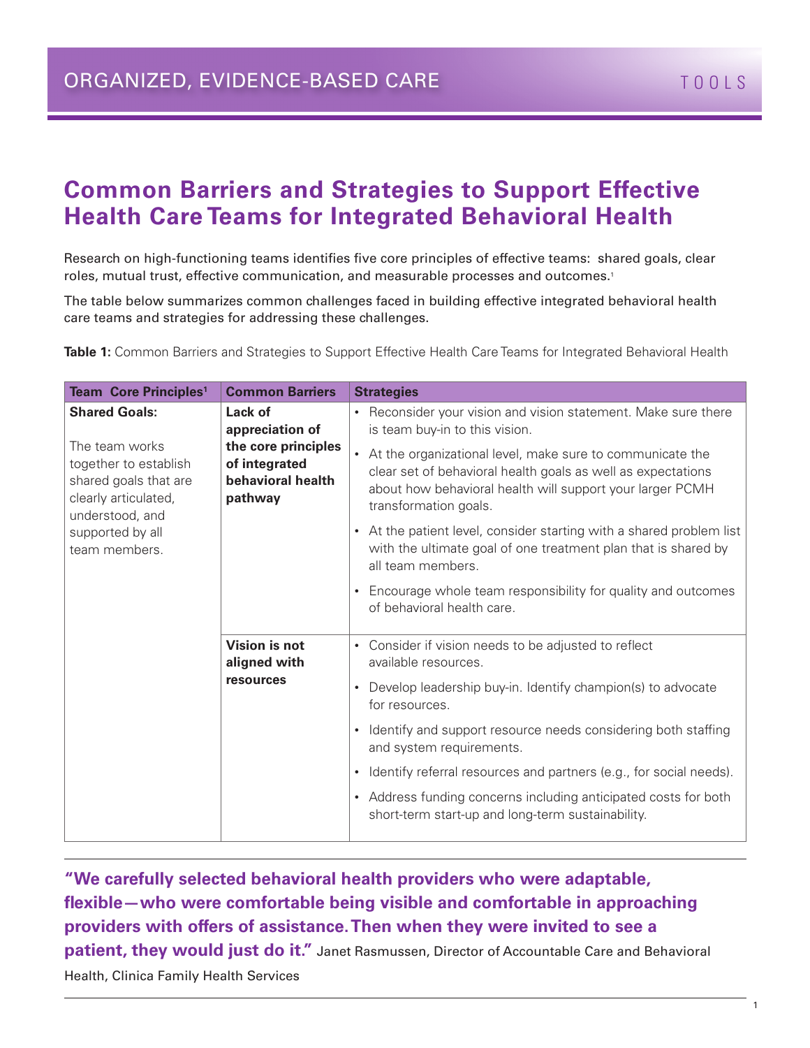ORGANIZED, EVIDENCE-BASED CARE

TOOLS

# Common Barriers and Strategies to Support Effective Health Care Teams for Integrated Behavioral Health

Research on high-functioning teams identifies five core principles of effective teams: shared goals, clear roles, mutual trust, effective communication, and measurable processes and outcomes.[1]

The table below summarizes common challenges faced in building effective integrated behavioral health care teams and strategies for addressing these challenges.

**Table 1:** Common Barriers and Strategies to Support Effective Health Care Teams for Integrated Behavioral Health

| Team Core Principles[1] | Common Barriers | Strategies |
| --- | --- | --- |
| **Shared Goals:** The team works together to establish shared goals that are clearly articulated, understood, and supported by all team members. | **Lack of appreciation of the core principles of integrated behavioral health pathway** | • Reconsider your vision and vision statement. Make sure there is team buy-in to this vision. • At the organizational level, make sure to communicate the clear set of behavioral health goals as well as expectations about how behavioral health will support your larger PCMH transformation goals. • At the patient level, consider starting with a shared problem list with the ultimate goal of one treatment plan that is shared by all team members. • Encourage whole team responsibility for quality and outcomes of behavioral health care. |
| | **Vision is not aligned with resources** | • Consider if vision needs to be adjusted to reflect available resources. • Develop leadership buy-in. Identify champion(s) to advocate for resources. • Identify and support resource needs considering both staffing and system requirements. • Identify referral resources and partners (e.g., for social needs). • Address funding concerns including anticipated costs for both short-term start-up and long-term sustainability. |

**"We carefully selected behavioral health providers who were adaptable, flexible—who were comfortable being visible and comfortable in approaching providers with offers of assistance. Then when they were invited to see a patient, they would just do it."** Janet Rasmussen, Director of Accountable Care and Behavioral Health, Clinica Family Health Services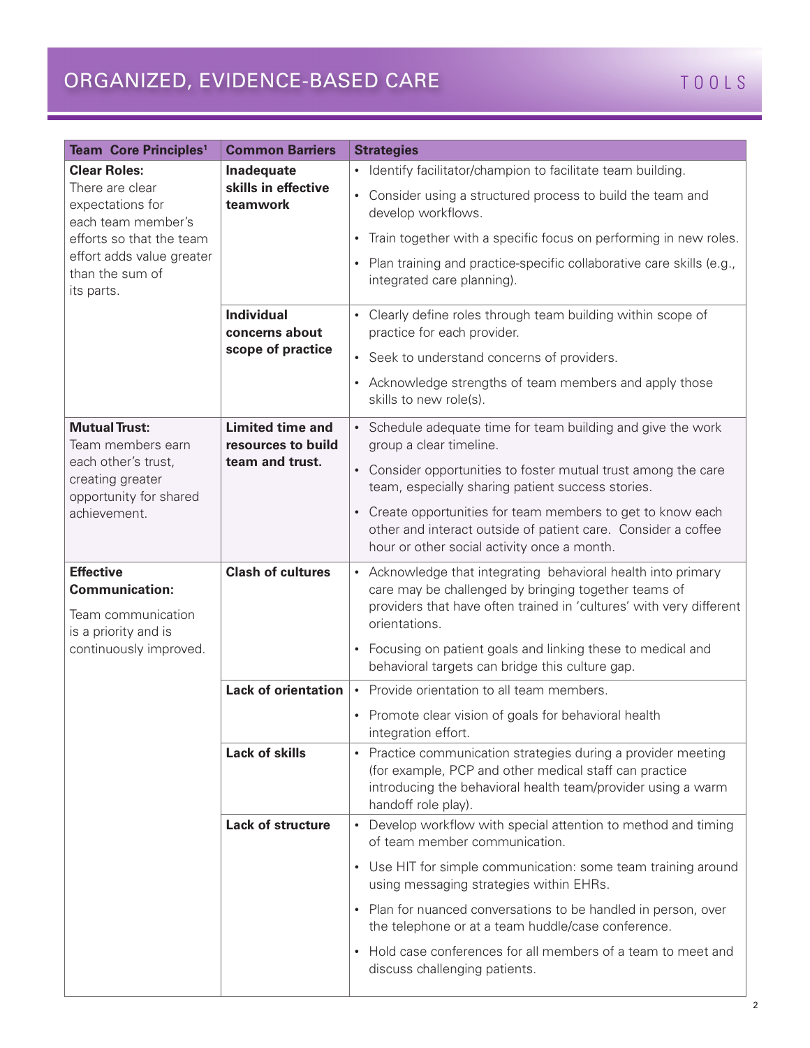# ORGANIZED, EVIDENCE-BASED CARE

TOOLS

| Team Core Principles[1] | Common Barriers | Strategies |
|---|---|---|
| **Clear Roles:** There are clear expectations for each team member's efforts so that the team effort adds value greater than the sum of its parts. | **Inadequate skills in effective teamwork** | • Identify facilitator/champion to facilitate team building.<br>• Consider using a structured process to build the team and develop workflows.<br>• Train together with a specific focus on performing in new roles.<br>• Plan training and practice-specific collaborative care skills (e.g., integrated care planning). |
| | **Individual concerns about scope of practice** | • Clearly define roles through team building within scope of practice for each provider.<br>• Seek to understand concerns of providers.<br>• Acknowledge strengths of team members and apply those skills to new role(s). |
| **Mutual Trust:** Team members earn each other's trust, creating greater opportunity for shared achievement. | **Limited time and resources to build team and trust.** | • Schedule adequate time for team building and give the work group a clear timeline.<br>• Consider opportunities to foster mutual trust among the care team, especially sharing patient success stories.<br>• Create opportunities for team members to get to know each other and interact outside of patient care. Consider a coffee hour or other social activity once a month. |
| **Effective Communication:** Team communication is a priority and is continuously improved. | **Clash of cultures** | • Acknowledge that integrating behavioral health into primary care may be challenged by bringing together teams of providers that have often trained in 'cultures' with very different orientations.<br>• Focusing on patient goals and linking these to medical and behavioral targets can bridge this culture gap. |
| | **Lack of orientation** | • Provide orientation to all team members.<br>• Promote clear vision of goals for behavioral health integration effort. |
| | **Lack of skills** | • Practice communication strategies during a provider meeting (for example, PCP and other medical staff can practice introducing the behavioral health team/provider using a warm handoff role play). |
| | **Lack of structure** | • Develop workflow with special attention to method and timing of team member communication.<br>• Use HIT for simple communication: some team training around using messaging strategies within EHRs.<br>• Plan for nuanced conversations to be handled in person, over the telephone or at a team huddle/case conference.<br>• Hold case conferences for all members of a team to meet and discuss challenging patients. |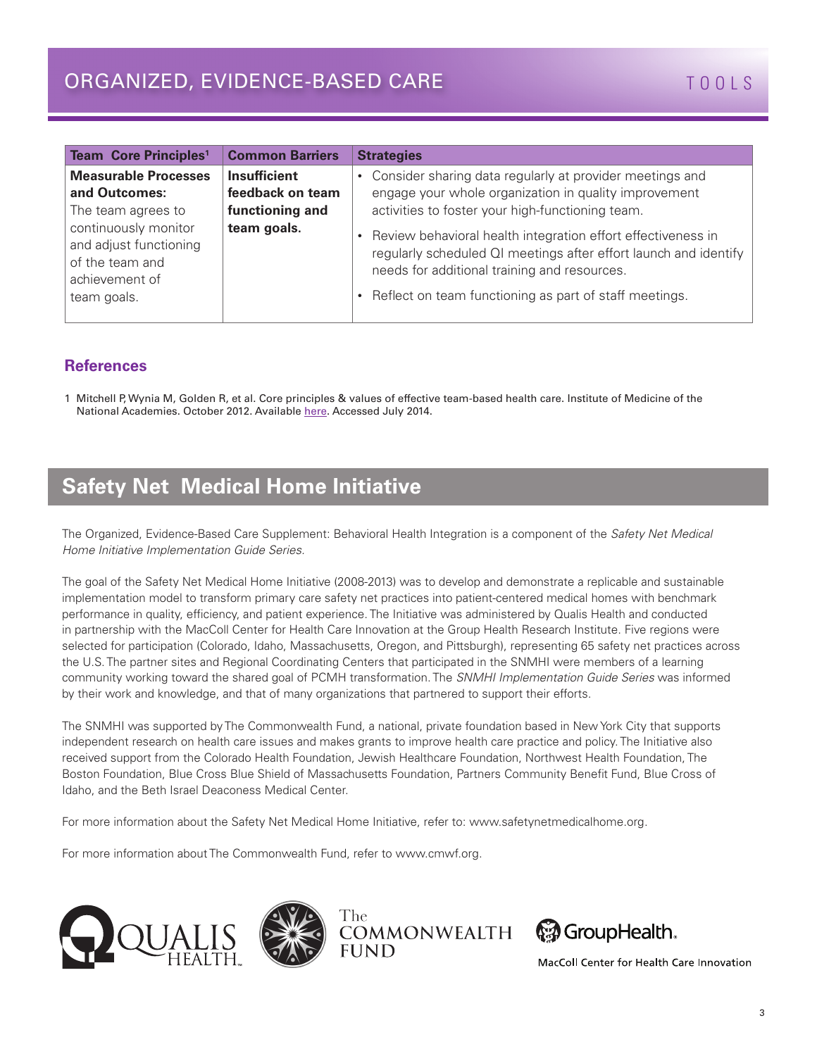# ORGANIZED, EVIDENCE-BASED CARE

TOOLS

| Team Core Principles[1] | Common Barriers | Strategies |
|---|---|---|
| **Measurable Processes and Outcomes:** The team agrees to continuously monitor and adjust functioning of the team and achievement of team goals. | **Insufficient feedback on team functioning and team goals.** | • Consider sharing data regularly at provider meetings and engage your whole organization in quality improvement activities to foster your high-functioning team. <br> • Review behavioral health integration effort effectiveness in regularly scheduled QI meetings after effort launch and identify needs for additional training and resources. <br> • Reflect on team functioning as part of staff meetings. |

### References

1 Mitchell P, Wynia M, Golden R, et al. Core principles & values of effective team-based health care. Institute of Medicine of the National Academies. October 2012. Available here. Accessed July 2014.

## Safety Net Medical Home Initiative

The Organized, Evidence-Based Care Supplement: Behavioral Health Integration is a component of the *Safety Net Medical Home Initiative Implementation Guide Series.*

The goal of the Safety Net Medical Home Initiative (2008-2013) was to develop and demonstrate a replicable and sustainable implementation model to transform primary care safety net practices into patient-centered medical homes with benchmark performance in quality, efficiency, and patient experience. The Initiative was administered by Qualis Health and conducted in partnership with the MacColl Center for Health Care Innovation at the Group Health Research Institute. Five regions were selected for participation (Colorado, Idaho, Massachusetts, Oregon, and Pittsburgh), representing 65 safety net practices across the U.S. The partner sites and Regional Coordinating Centers that participated in the SNMHI were members of a learning community working toward the shared goal of PCMH transformation. The *SNMHI Implementation Guide Series* was informed by their work and knowledge, and that of many organizations that partnered to support their efforts.

The SNMHI was supported by The Commonwealth Fund, a national, private foundation based in New York City that supports independent research on health care issues and makes grants to improve health care practice and policy. The Initiative also received support from the Colorado Health Foundation, Jewish Healthcare Foundation, Northwest Health Foundation, The Boston Foundation, Blue Cross Blue Shield of Massachusetts Foundation, Partners Community Benefit Fund, Blue Cross of Idaho, and the Beth Israel Deaconess Medical Center.

For more information about the Safety Net Medical Home Initiative, refer to: www.safetynetmedicalhome.org.

For more information about The Commonwealth Fund, refer to www.cmwf.org.

QUALIS HEALTH

The COMMONWEALTH FUND

GroupHealth.

MacColl Center for Health Care Innovation